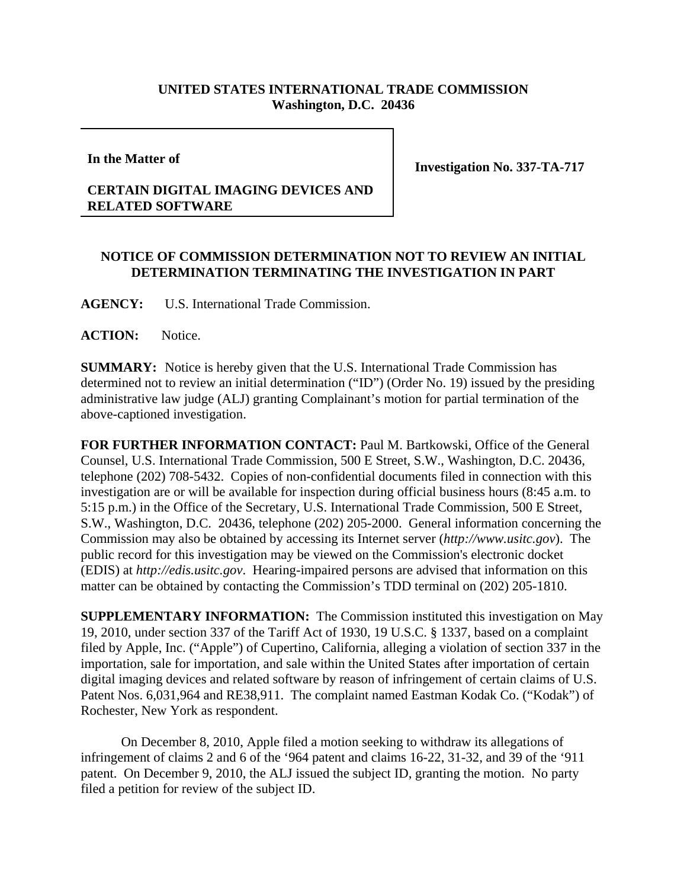**UNITED STATES INTERNATIONAL TRADE COMMISSION**
**Washington, D.C. 20436**

| **In the Matter of**<br><br>**CERTAIN DIGITAL IMAGING DEVICES AND RELATED SOFTWARE** | **Investigation No. 337-TA-717** |
|---|---|

**NOTICE OF COMMISSION DETERMINATION NOT TO REVIEW AN INITIAL DETERMINATION TERMINATING THE INVESTIGATION IN PART**

**AGENCY:** U.S. International Trade Commission.

**ACTION:** Notice.

**SUMMARY:** Notice is hereby given that the U.S. International Trade Commission has determined not to review an initial determination ("ID") (Order No. 19) issued by the presiding administrative law judge (ALJ) granting Complainant's motion for partial termination of the above-captioned investigation.

**FOR FURTHER INFORMATION CONTACT:** Paul M. Bartkowski, Office of the General Counsel, U.S. International Trade Commission, 500 E Street, S.W., Washington, D.C. 20436, telephone (202) 708-5432. Copies of non-confidential documents filed in connection with this investigation are or will be available for inspection during official business hours (8:45 a.m. to 5:15 p.m.) in the Office of the Secretary, U.S. International Trade Commission, 500 E Street, S.W., Washington, D.C. 20436, telephone (202) 205-2000. General information concerning the Commission may also be obtained by accessing its Internet server (*http://www.usitc.gov*). The public record for this investigation may be viewed on the Commission's electronic docket (EDIS) at *http://edis.usitc.gov*. Hearing-impaired persons are advised that information on this matter can be obtained by contacting the Commission's TDD terminal on (202) 205-1810.

**SUPPLEMENTARY INFORMATION:** The Commission instituted this investigation on May 19, 2010, under section 337 of the Tariff Act of 1930, 19 U.S.C. § 1337, based on a complaint filed by Apple, Inc. ("Apple") of Cupertino, California, alleging a violation of section 337 in the importation, sale for importation, and sale within the United States after importation of certain digital imaging devices and related software by reason of infringement of certain claims of U.S. Patent Nos. 6,031,964 and RE38,911. The complaint named Eastman Kodak Co. ("Kodak") of Rochester, New York as respondent.

On December 8, 2010, Apple filed a motion seeking to withdraw its allegations of infringement of claims 2 and 6 of the '964 patent and claims 16-22, 31-32, and 39 of the '911 patent. On December 9, 2010, the ALJ issued the subject ID, granting the motion. No party filed a petition for review of the subject ID.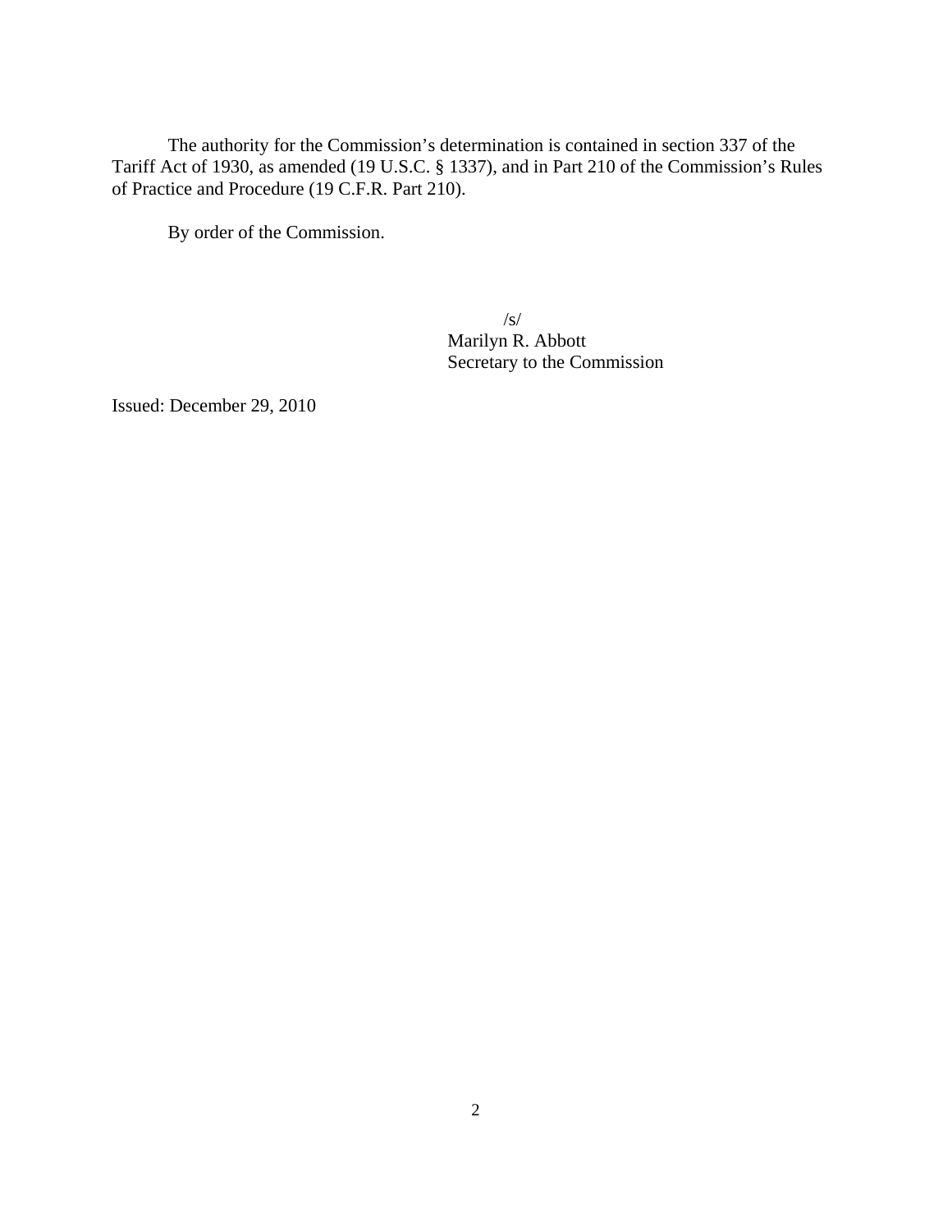The authority for the Commission's determination is contained in section 337 of the Tariff Act of 1930, as amended (19 U.S.C. § 1337), and in Part 210 of the Commission's Rules of Practice and Procedure (19 C.F.R. Part 210).

By order of the Commission.

/s/
Marilyn R. Abbott
Secretary to the Commission

Issued: December 29, 2010